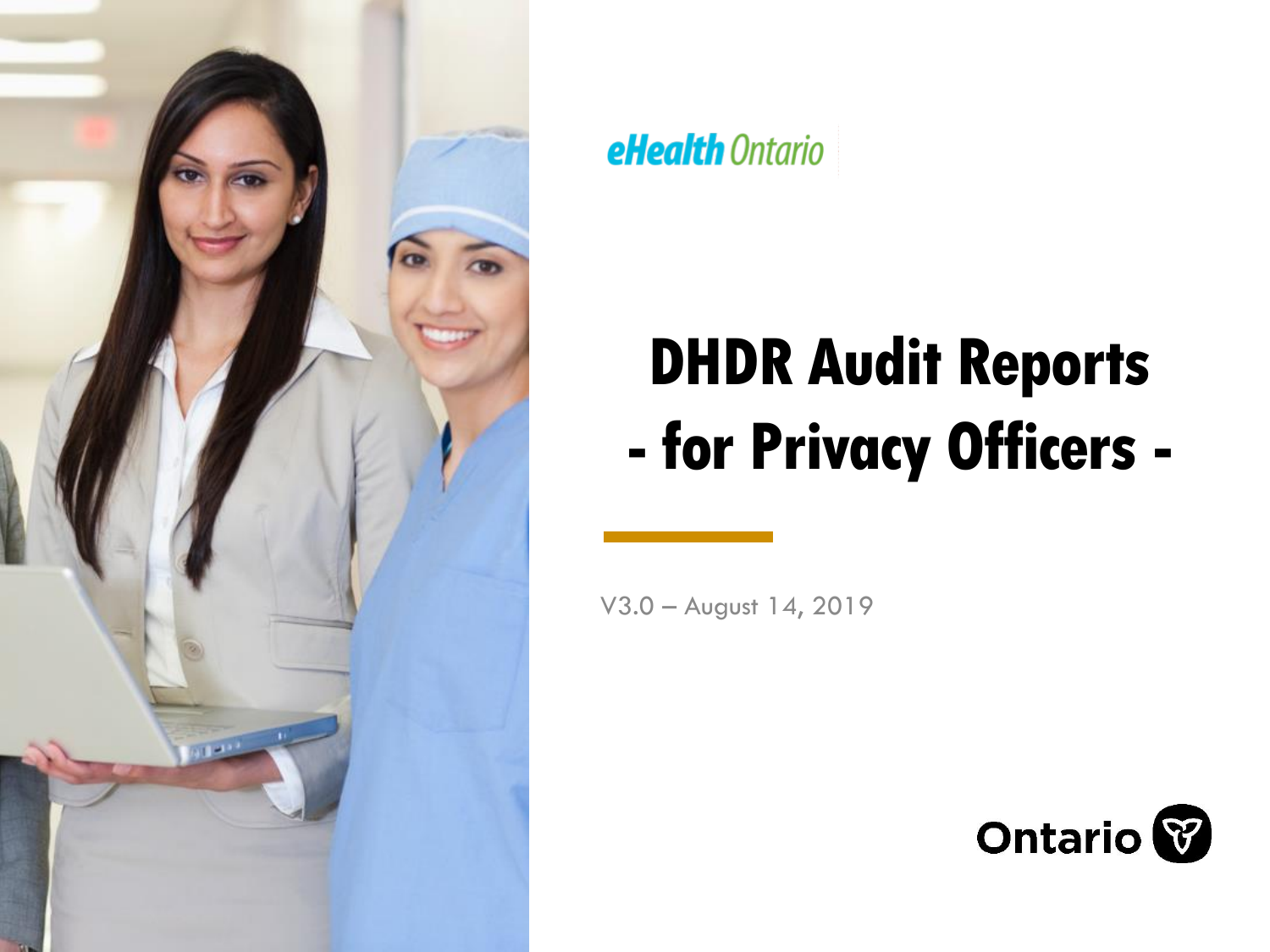eHealth Ontario

# DHDR Audit Reports - for Privacy Officers -

V3.0 – August 14, 2019

Ontario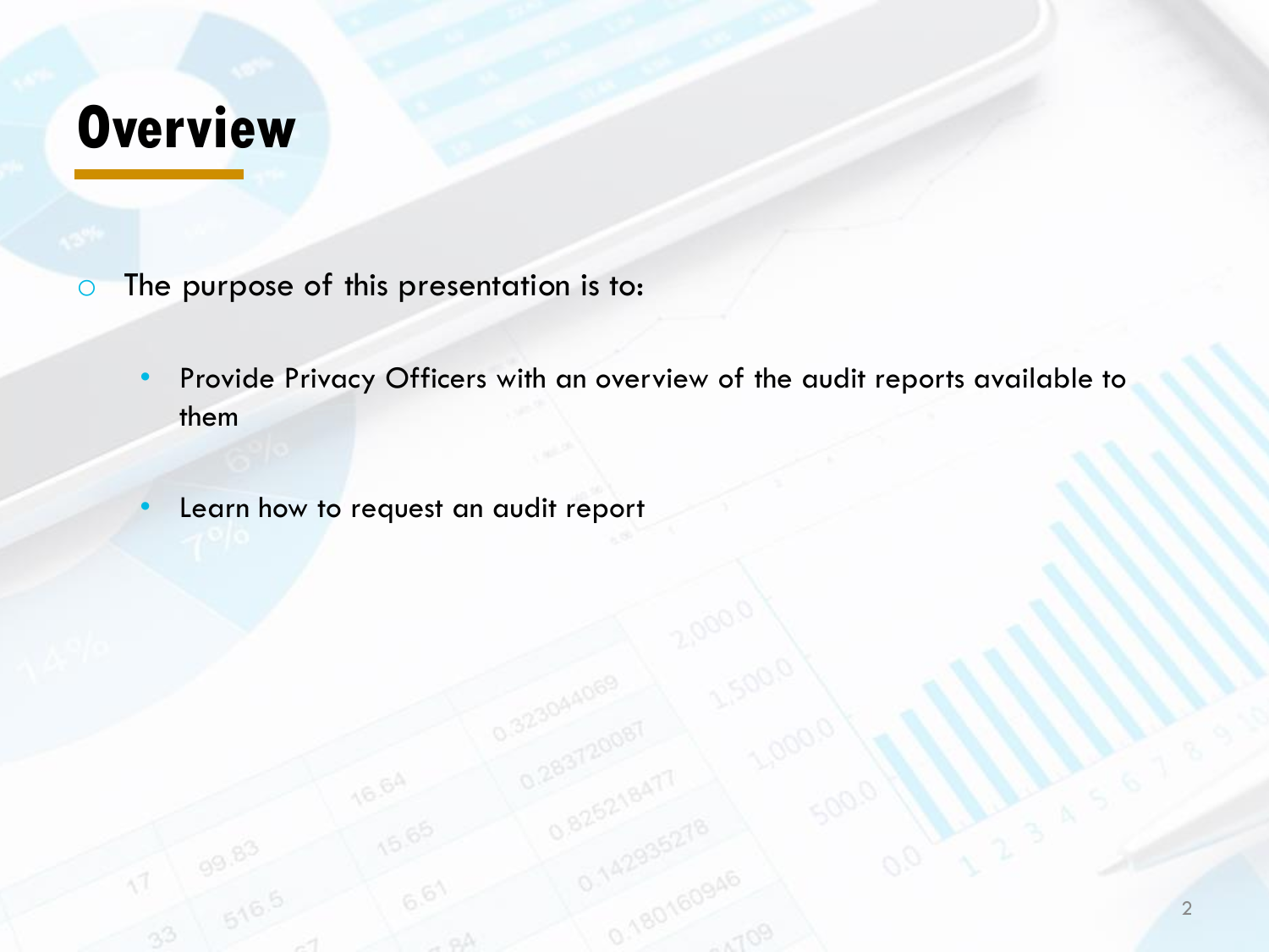# Overview

- The purpose of this presentation is to:
  - Provide Privacy Officers with an overview of the audit reports available to them
  - Learn how to request an audit report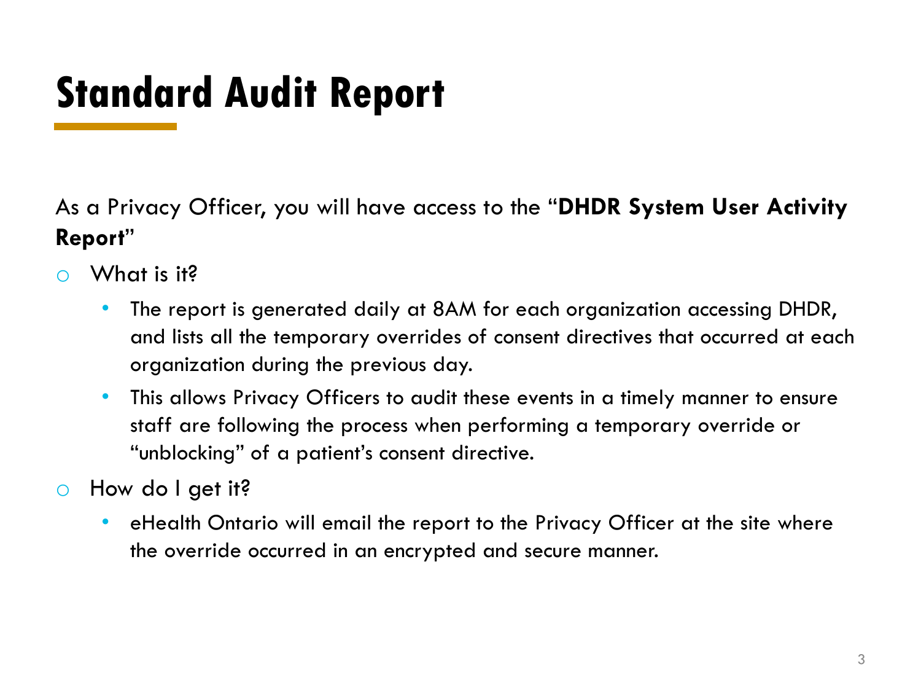# Standard Audit Report

As a Privacy Officer, you will have access to the "**DHDR System User Activity Report**"

- What is it?
  - The report is generated daily at 8AM for each organization accessing DHDR, and lists all the temporary overrides of consent directives that occurred at each organization during the previous day.
  - This allows Privacy Officers to audit these events in a timely manner to ensure staff are following the process when performing a temporary override or "unblocking" of a patient's consent directive.
- How do I get it?
  - eHealth Ontario will email the report to the Privacy Officer at the site where the override occurred in an encrypted and secure manner.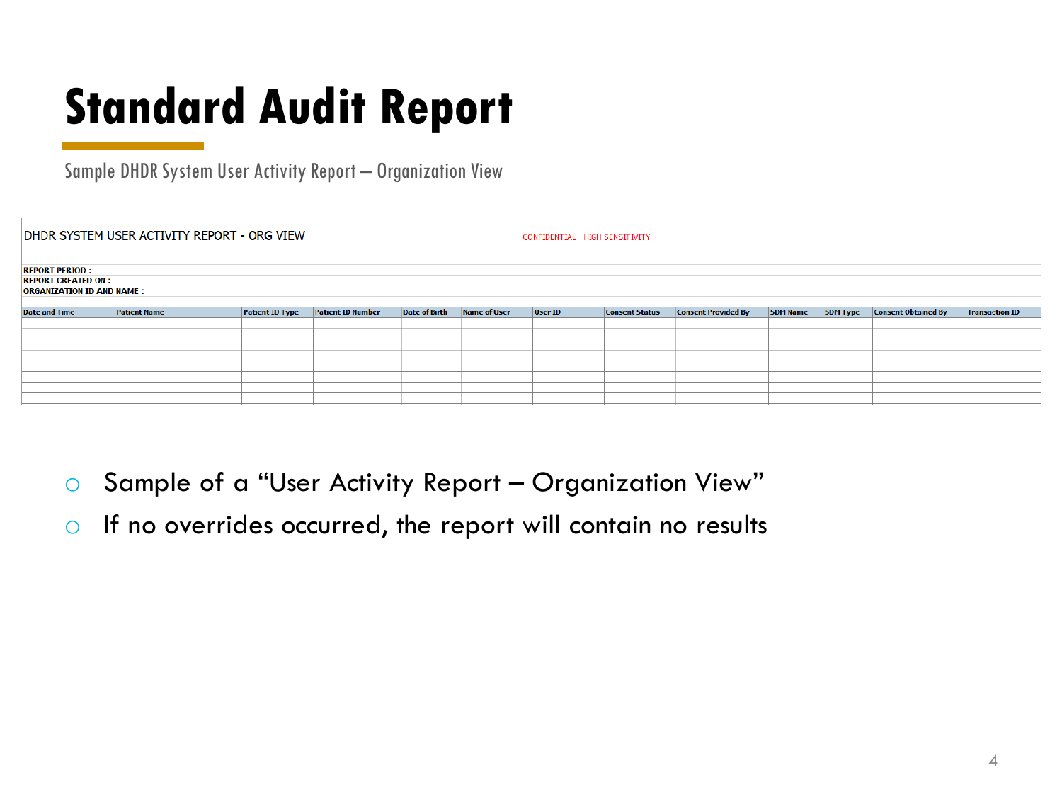# Standard Audit Report

Sample DHDR System User Activity Report – Organization View

DHDR SYSTEM USER ACTIVITY REPORT - ORG VIEW

CONFIDENTIAL - HIGH SENSITIVITY

**REPORT PERIOD :**
**REPORT CREATED ON :**
**ORGANIZATION ID AND NAME :**

| Date and Time | Patient Name | Patient ID Type | Patient ID Number | Date of Birth | Name of User | User ID | Consent Status | Consent Provided By | SDM Name | SDM Type | Consent Obtained By | Transaction ID |
|---|---|---|---|---|---|---|---|---|---|---|---|---|
| | | | | | | | | | | | | |
| | | | | | | | | | | | | |
| | | | | | | | | | | | | |
| | | | | | | | | | | | | |
| | | | | | | | | | | | | |
| | | | | | | | | | | | | |
| | | | | | | | | | | | | |
| | | | | | | | | | | | | |

- Sample of a “User Activity Report – Organization View”
- If no overrides occurred, the report will contain no results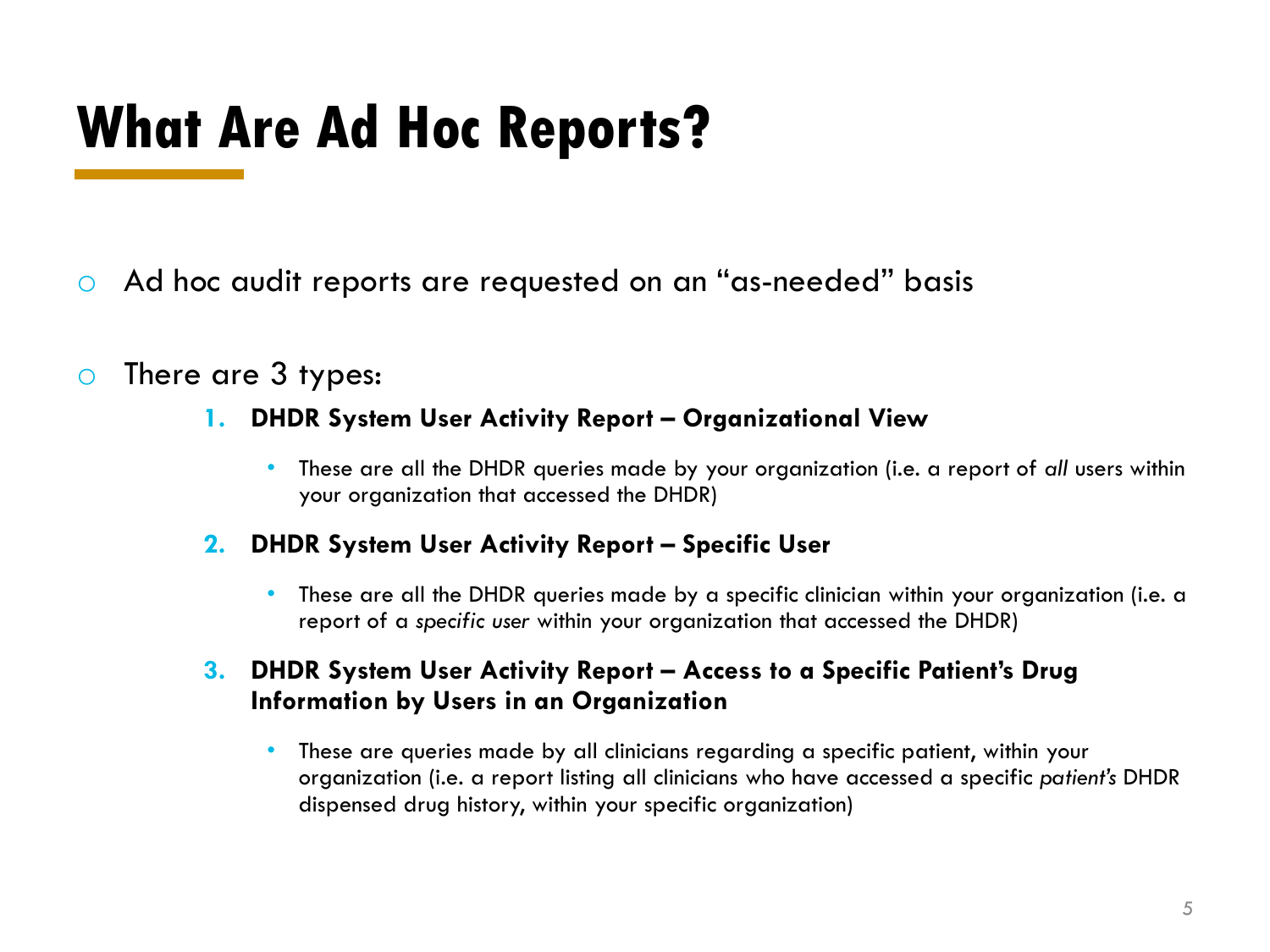# What Are Ad Hoc Reports?

- Ad hoc audit reports are requested on an "as-needed" basis

- There are 3 types:

  1. **DHDR System User Activity Report – Organizational View**
     - These are all the DHDR queries made by your organization (i.e. a report of *all* users within your organization that accessed the DHDR)

  2. **DHDR System User Activity Report – Specific User**
     - These are all the DHDR queries made by a specific clinician within your organization (i.e. a report of a *specific user* within your organization that accessed the DHDR)

  3. **DHDR System User Activity Report – Access to a Specific Patient's Drug Information by Users in an Organization**
     - These are queries made by all clinicians regarding a specific patient, within your organization (i.e. a report listing all clinicians who have accessed a specific *patient's* DHDR dispensed drug history, within your specific organization)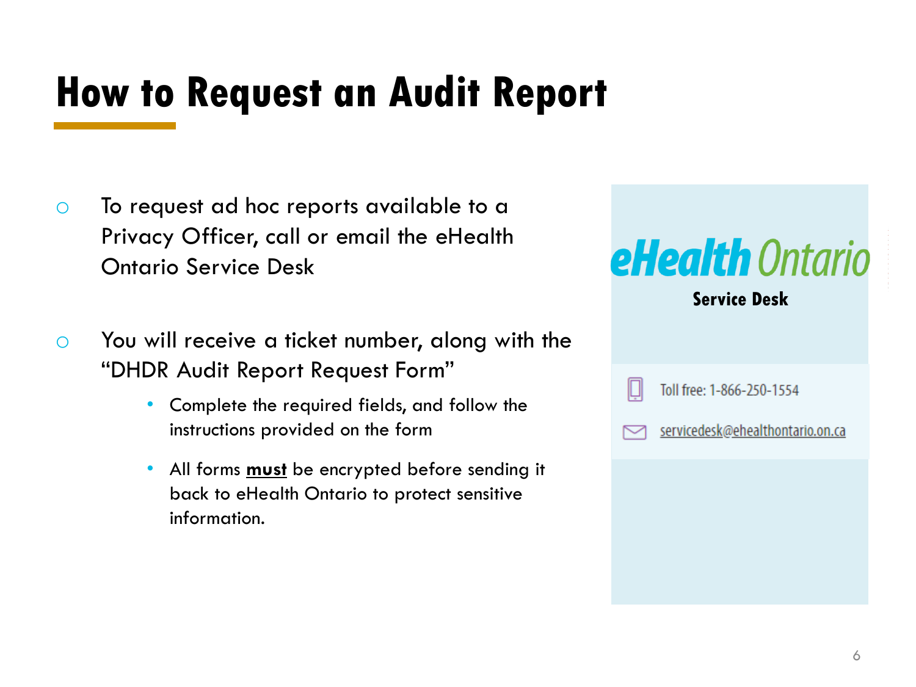# How to Request an Audit Report

- To request ad hoc reports available to a Privacy Officer, call or email the eHealth Ontario Service Desk

- You will receive a ticket number, along with the "DHDR Audit Report Request Form"
  - Complete the required fields, and follow the instructions provided on the form
  - All forms **must** be encrypted before sending it back to eHealth Ontario to protect sensitive information.

eHealth Ontario

**Service Desk**

Toll free: 1-866-250-1554

servicedesk@ehealthontario.on.ca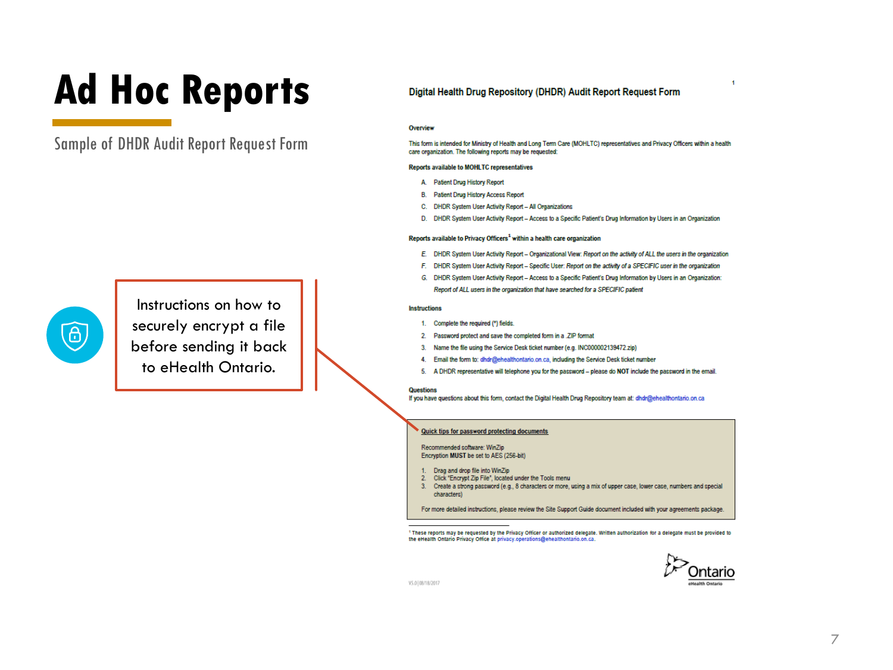# Ad Hoc Reports

Sample of DHDR Audit Report Request Form

Instructions on how to securely encrypt a file before sending it back to eHealth Ontario.

## Digital Health Drug Repository (DHDR) Audit Report Request Form

**Overview**

This form is intended for Ministry of Health and Long Term Care (MOHLTC) representatives and Privacy Officers within a health care organization. The following reports may be requested:

**Reports available to MOHLTC representatives**

A. Patient Drug History Report
B. Patient Drug History Access Report
C. DHDR System User Activity Report – All Organizations
D. DHDR System User Activity Report – Access to a Specific Patient's Drug Information by Users in an Organization

**Reports available to Privacy Officers[1] within a health care organization**

E. DHDR System User Activity Report – Organizational View: *Report on the activity of ALL the users in the organization*
F. DHDR System User Activity Report – Specific User: *Report on the activity of a SPECIFIC user in the organization*
G. DHDR System User Activity Report – Access to a Specific Patient's Drug Information by Users in an Organization: *Report of ALL users in the organization that have searched for a SPECIFIC patient*

**Instructions**

1. Complete the required (*) fields.
2. Password protect and save the completed form in a .ZIP format
3. Name the file using the Service Desk ticket number (e.g. INC000002139472.zip)
4. Email the form to: dhdr@ehealthontario.on.ca, including the Service Desk ticket number
5. A DHDR representative will telephone you for the password – please do **NOT** include the password in the email.

**Questions**

If you have questions about this form, contact the Digital Health Drug Repository team at: dhdr@ehealthontario.on.ca

**Quick tips for password protecting documents**

Recommended software: WinZip
Encryption **MUST** be set to AES (256-bit)

1. Drag and drop file into WinZip
2. Click "Encrypt Zip File", located under the Tools menu
3. Create a strong password (e.g., 8 characters or more, using a mix of upper case, lower case, numbers and special characters)

For more detailed instructions, please review the Site Support Guide document included with your agreements package.

[1] These reports may be requested by the Privacy Officer or authorized delegate. Written authorization for a delegate must be provided to the eHealth Ontario Privacy Office at privacy.operations@ehealthontario.on.ca.

V5.0 | 08/18/2017

Ontario eHealth Ontario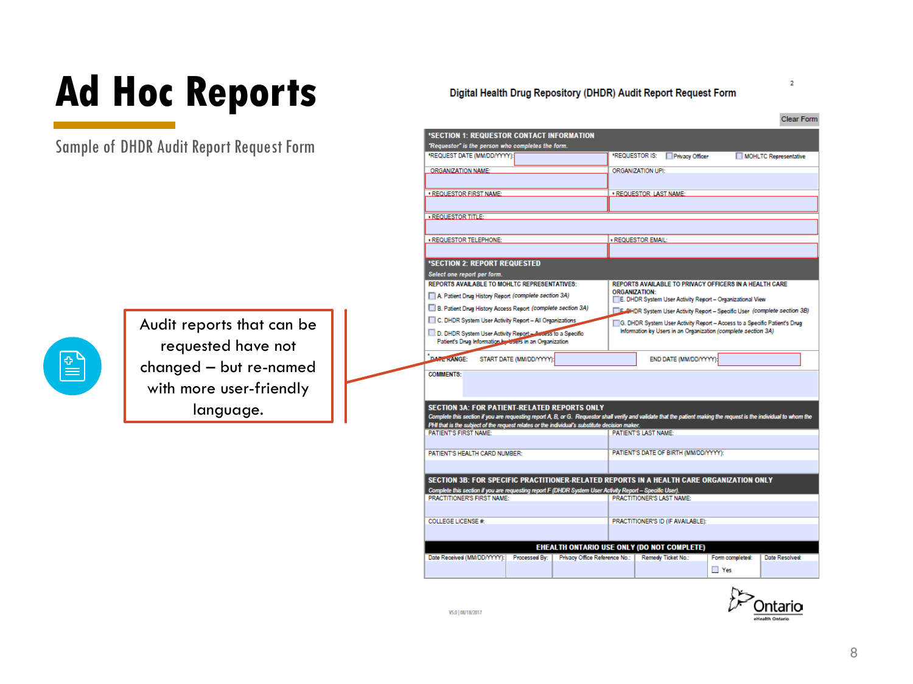# Ad Hoc Reports

Sample of DHDR Audit Report Request Form

Audit reports that can be requested have not changed – but re-named with more user-friendly language.

**Digital Health Drug Repository (DHDR) Audit Report Request Form**

Clear Form

**\*SECTION 1: REQUESTOR CONTACT INFORMATION**

*"Requestor" is the person who completes the form.*

| | |
|---|---|
| \*REQUEST DATE (MM/DD/YYYY): | \*REQUESTOR IS: ☐ Privacy Officer ☐ MOHLTC Representative |
| ORGANIZATION NAME: | ORGANIZATION UPI: |
| \* REQUESTOR FIRST NAME: | \* REQUESTOR LAST NAME: |
| \* REQUESTOR TITLE: | |
| \* REQUESTOR TELEPHONE: | \* REQUESTOR EMAIL: |

**\*SECTION 2: REPORT REQUESTED**

*Select one report per form.*

REPORTS AVAILABLE TO MOHLTC REPRESENTATIVES:

- ☐ A. Patient Drug History Report *(complete section 3A)*
- ☐ B. Patient Drug History Access Report *(complete section 3A)*
- ☐ C. DHDR System User Activity Report – All Organizations
- ☐ D. DHDR System User Activity Report – Access to a Specific Patient's Drug Information by Users in an Organization

REPORTS AVAILABLE TO PRIVACY OFFICERS IN A HEALTH CARE ORGANIZATION:

- ☐ E. DHDR System User Activity Report – Organizational View
- ☐ F. DHDR System User Activity Report – Specific User *(complete section 3B)*
- ☐ G. DHDR System User Activity Report – Access to a Specific Patient's Drug Information by Users in an Organization *(complete section 3A)*

\*DATE RANGE: START DATE (MM/DD/YYYY): END DATE (MM/DD/YYYY):

COMMENTS:

**SECTION 3A: FOR PATIENT-RELATED REPORTS ONLY**

*Complete this section if you are requesting report A, B, or G. Requestor shall verify and validate that the patient making the request is the individual to whom the PHI that is the subject of the request relates or the individual's substitute decision maker.*

| | |
|---|---|
| PATIENT'S FIRST NAME: | PATIENT'S LAST NAME: |
| PATIENT'S HEALTH CARD NUMBER: | PATIENT'S DATE OF BIRTH (MM/DD/YYYY): |

**SECTION 3B: FOR SPECIFIC PRACTITIONER-RELATED REPORTS IN A HEALTH CARE ORGANIZATION ONLY**

*Complete this section if you are requesting report F (DHDR System User Activity Report – Specific User).*

| | |
|---|---|
| PRACTITIONER'S FIRST NAME: | PRACTITIONER'S LAST NAME: |
| COLLEGE LICENSE #: | PRACTITIONER'S ID (IF AVAILABLE): |

**EHEALTH ONTARIO USE ONLY (DO NOT COMPLETE)**

| Date Received (MM/DD/YYYY): | Processed By: | Privacy Office Reference No.: | Remedy Ticket No.: | Form completed: ☐ Yes | Date Resolved: |
|---|---|---|---|---|---|

V5.0 | 08/18/2017

Ontario eHealth Ontario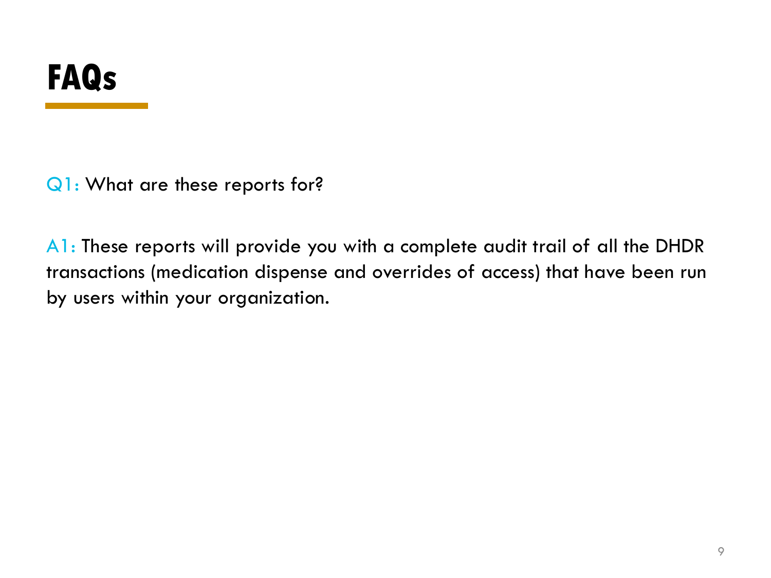# FAQs

Q1: What are these reports for?

A1: These reports will provide you with a complete audit trail of all the DHDR transactions (medication dispense and overrides of access) that have been run by users within your organization.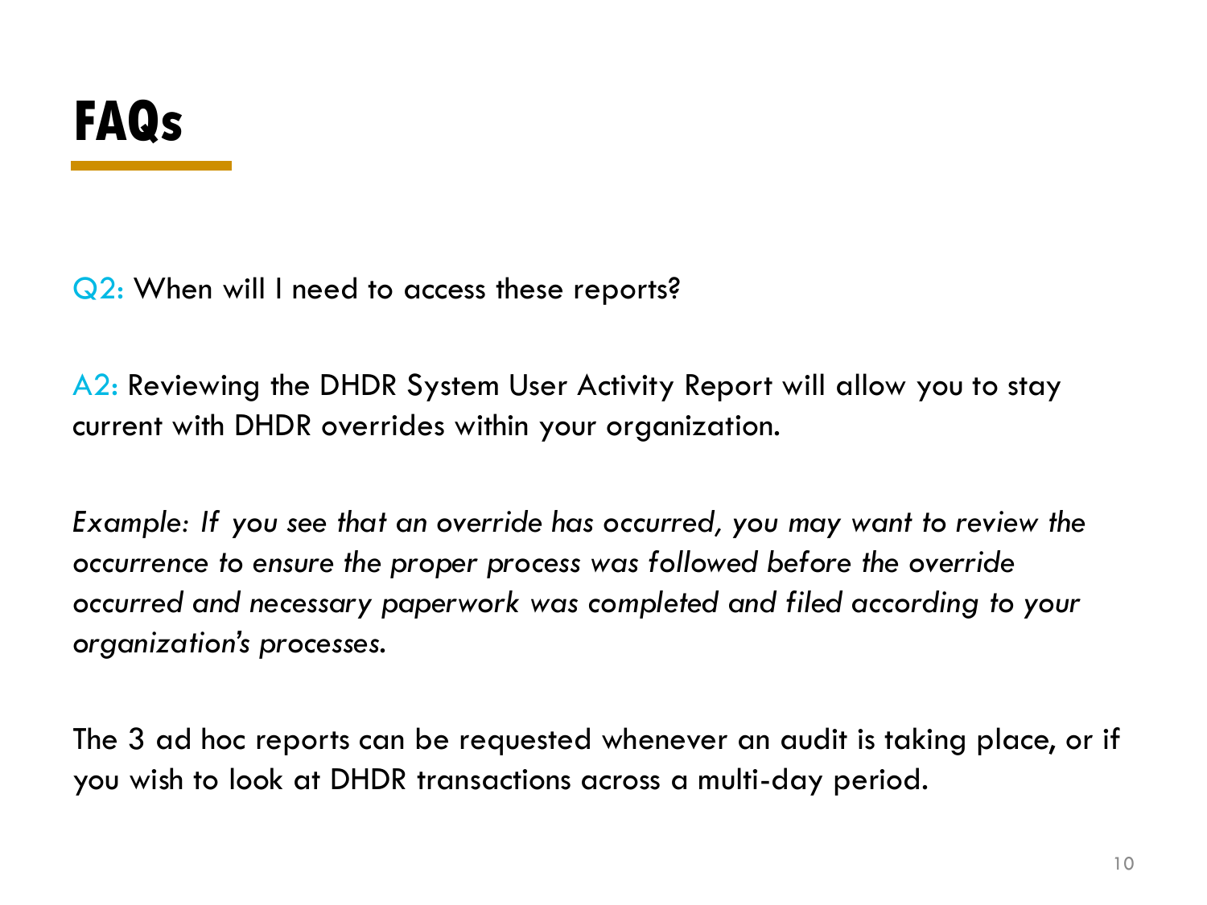# FAQs

Q2: When will I need to access these reports?

A2: Reviewing the DHDR System User Activity Report will allow you to stay current with DHDR overrides within your organization.

*Example: If you see that an override has occurred, you may want to review the occurrence to ensure the proper process was followed before the override occurred and necessary paperwork was completed and filed according to your organization's processes.*

The 3 ad hoc reports can be requested whenever an audit is taking place, or if you wish to look at DHDR transactions across a multi-day period.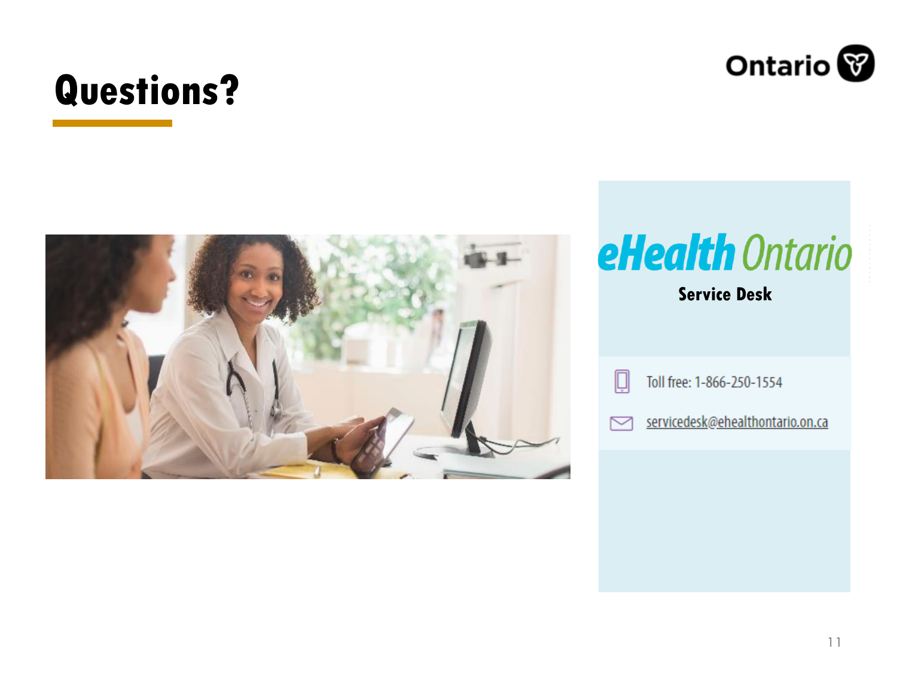# Questions?

**eHealth Ontario**

**Service Desk**

Toll free: 1-866-250-1554

servicedesk@ehealthontario.on.ca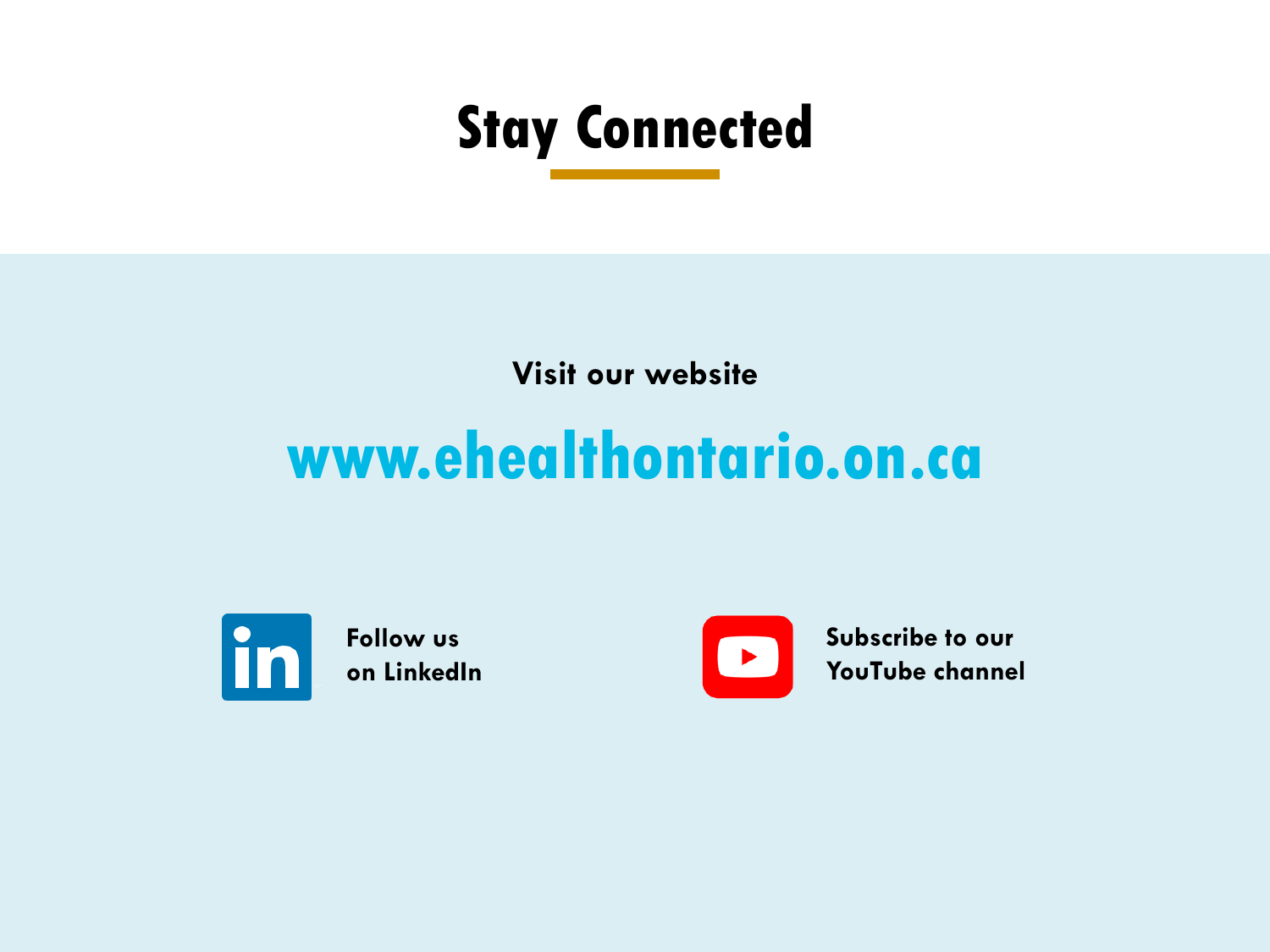# Stay Connected

Visit our website

**www.ehealthontario.on.ca**

Follow us on LinkedIn

Subscribe to our YouTube channel